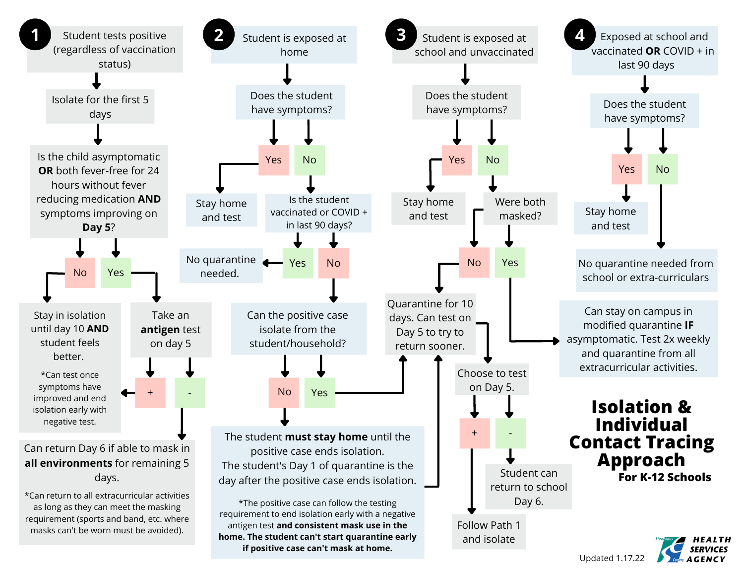# Isolation & Individual Contact Tracing Approach

**For K-12 Schools**

## 1 Student tests positive (regardless of vaccination status)

- Isolate for the first 5 days
- Is the child asymptomatic **OR** both fever-free for 24 hours without fever reducing medication **AND** symptoms improving on **Day 5**?
  - **No** → Stay in isolation until day 10 **AND** student feels better.
    - *Can test once symptoms have improved and end isolation early with negative test.
  - **Yes** → Take an **antigen** test on day 5
    - **+** → Stay in isolation until day 10 **AND** student feels better.
    - **-** → Can return Day 6 if able to mask in **all environments** for remaining 5 days.
      - *Can return to all extracurricular activities as long as they can meet the masking requirement (sports and band, etc. where masks can't be worn must be avoided).

## 2 Student is exposed at home

- Does the student have symptoms?
  - **Yes** → Stay home and test
  - **No** → Is the student vaccinated or COVID + in last 90 days?
    - **Yes** → No quarantine needed.
    - **No** → Can the positive case isolate from the student/household?
      - **Yes** → Quarantine for 10 days. Can test on Day 5 to try to return sooner.
      - **No** → The student **must stay home** until the positive case ends isolation. The student's Day 1 of quarantine is the day after the positive case ends isolation.
        - *The positive case can follow the testing requirement to end isolation early with a negative antigen test **and consistent mask use in the home. The student can't start quarantine early if positive case can't mask at home.**
        - → Quarantine for 10 days. Can test on Day 5 to try to return sooner.

## 3 Student is exposed at school and unvaccinated

- Does the student have symptoms?
  - **Yes** → Stay home and test
  - **No** → Were both masked?
    - **No** → Quarantine for 10 days. Can test on Day 5 to try to return sooner.
      - Choose to test on Day 5.
        - **+** → Follow Path 1 and isolate
        - **-** → Student can return to school Day 6.
    - **Yes** → Can stay on campus in modified quarantine **IF** asymptomatic. Test 2x weekly and quarantine from all extracurricular activities.

## 4 Exposed at school and vaccinated **OR** COVID + in last 90 days

- Does the student have symptoms?
  - **Yes** → Stay home and test
  - **No** → No quarantine needed from school or extra-curriculars

Updated 1.17.22

HEALTH SERVICES AGENCY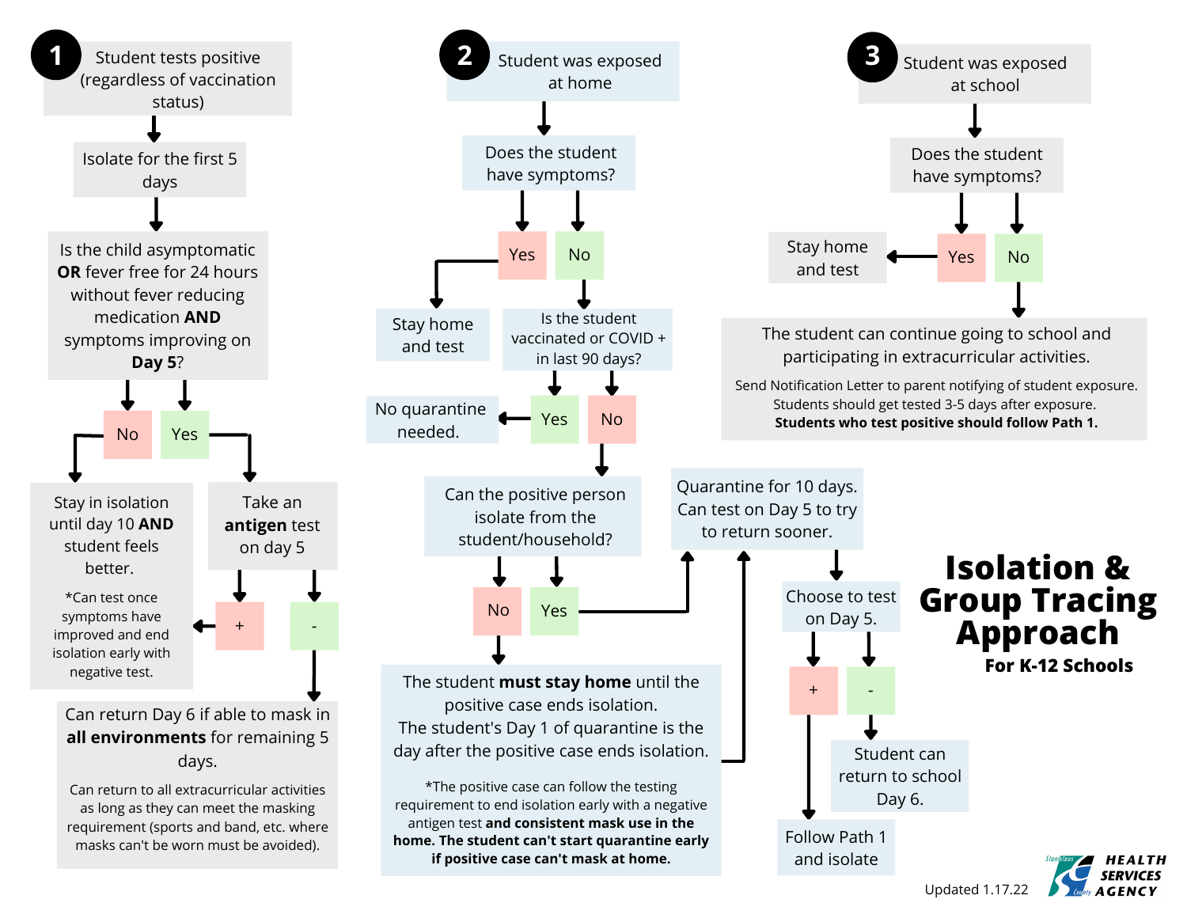# Isolation & Group Tracing Approach

**For K-12 Schools**

## 1

Student tests positive (regardless of vaccination status)

Isolate for the first 5 days

Is the child asymptomatic **OR** fever free for 24 hours without fever reducing medication **AND** symptoms improving on **Day 5**?

- **No** → Stay in isolation until day 10 **AND** student feels better.
  - *Can test once symptoms have improved and end isolation early with negative test.
- **Yes** → Take an **antigen** test on day 5
  - **+** → Stay in isolation until day 10 **AND** student feels better.
  - **-** → Can return Day 6 if able to mask in **all environments** for remaining 5 days.
    - Can return to all extracurricular activities as long as they can meet the masking requirement (sports and band, etc. where masks can't be worn must be avoided).

## 2

Student was exposed at home

Does the student have symptoms?

- **Yes** → Stay home and test
- **No** → Is the student vaccinated or COVID + in last 90 days?
  - **Yes** → No quarantine needed.
  - **No** → Can the positive person isolate from the student/household?
    - **Yes** → Quarantine for 10 days. Can test on Day 5 to try to return sooner.
    - **No** → The student **must stay home** until the positive case ends isolation. The student's Day 1 of quarantine is the day after the positive case ends isolation. → Quarantine for 10 days. Can test on Day 5 to try to return sooner.
      - *The positive case can follow the testing requirement to end isolation early with a negative antigen test **and consistent mask use in the home. The student can't start quarantine early if positive case can't mask at home.**

Quarantine for 10 days. Can test on Day 5 to try to return sooner. → Choose to test on Day 5.

- **+** → Follow Path 1 and isolate
- **-** → Student can return to school Day 6.

## 3

Student was exposed at school

Does the student have symptoms?

- **Yes** → Stay home and test
- **No** → The student can continue going to school and participating in extracurricular activities.
  - Send Notification Letter to parent notifying of student exposure.
  - Students should get tested 3-5 days after exposure.
  - **Students who test positive should follow Path 1.**

Updated 1.17.22

Stanislaus County HEALTH SERVICES AGENCY